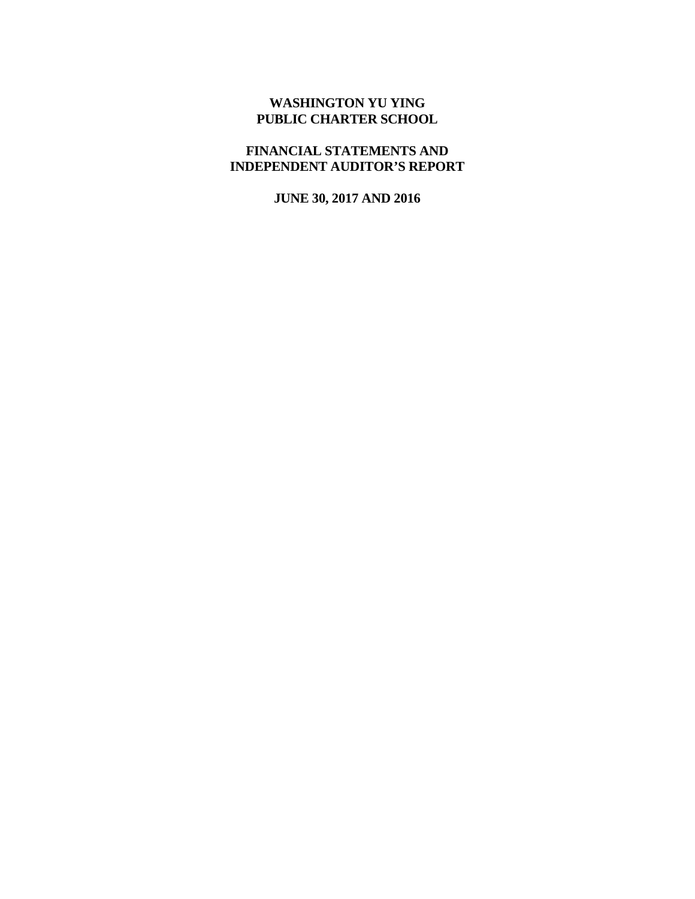# WASHINGTON YU YING
# PUBLIC CHARTER SCHOOL

## FINANCIAL STATEMENTS AND
## INDEPENDENT AUDITOR'S REPORT

### JUNE 30, 2017 AND 2016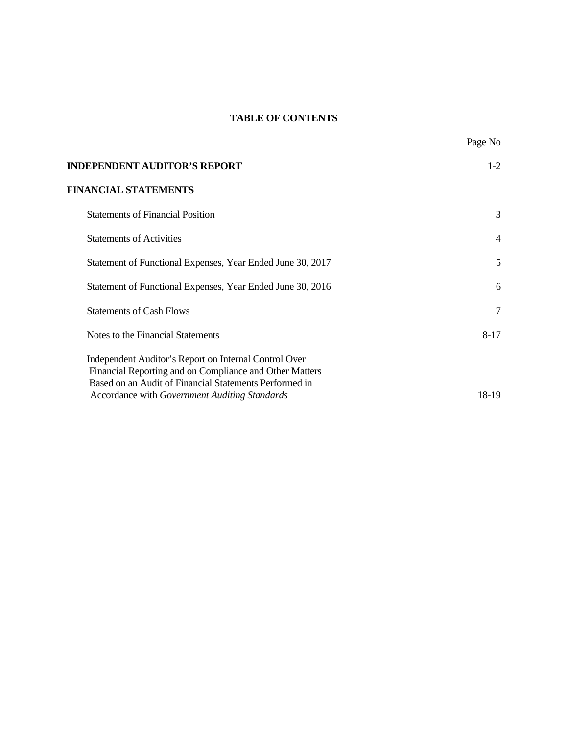# TABLE OF CONTENTS

| | Page No |
|---|---|
| **INDEPENDENT AUDITOR'S REPORT** | 1-2 |
| **FINANCIAL STATEMENTS** | |
| Statements of Financial Position | 3 |
| Statements of Activities | 4 |
| Statement of Functional Expenses, Year Ended June 30, 2017 | 5 |
| Statement of Functional Expenses, Year Ended June 30, 2016 | 6 |
| Statements of Cash Flows | 7 |
| Notes to the Financial Statements | 8-17 |
| Independent Auditor's Report on Internal Control Over Financial Reporting and on Compliance and Other Matters Based on an Audit of Financial Statements Performed in Accordance with *Government Auditing Standards* | 18-19 |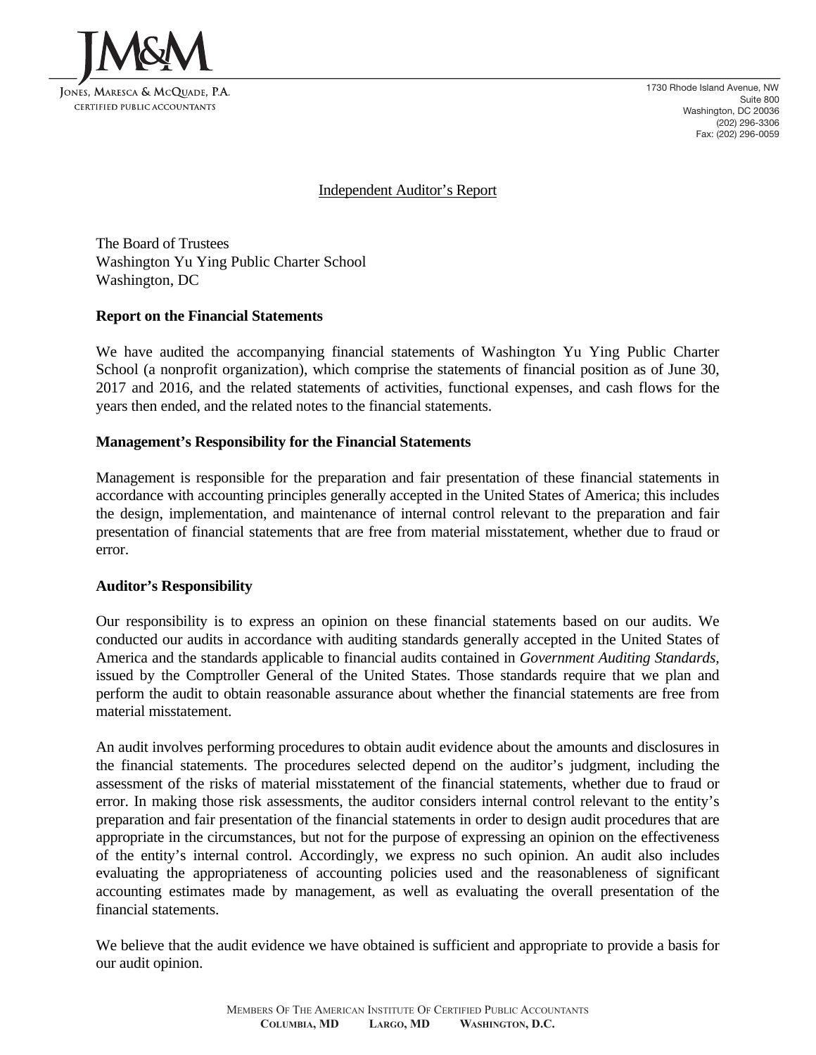JM&M

Jones, Maresca & McQuade, P.A.
CERTIFIED PUBLIC ACCOUNTANTS

1730 Rhode Island Avenue, NW
Suite 800
Washington, DC 20036
(202) 296-3306
Fax: (202) 296-0059

Independent Auditor's Report

The Board of Trustees
Washington Yu Ying Public Charter School
Washington, DC

**Report on the Financial Statements**

We have audited the accompanying financial statements of Washington Yu Ying Public Charter School (a nonprofit organization), which comprise the statements of financial position as of June 30, 2017 and 2016, and the related statements of activities, functional expenses, and cash flows for the years then ended, and the related notes to the financial statements.

**Management's Responsibility for the Financial Statements**

Management is responsible for the preparation and fair presentation of these financial statements in accordance with accounting principles generally accepted in the United States of America; this includes the design, implementation, and maintenance of internal control relevant to the preparation and fair presentation of financial statements that are free from material misstatement, whether due to fraud or error.

**Auditor's Responsibility**

Our responsibility is to express an opinion on these financial statements based on our audits. We conducted our audits in accordance with auditing standards generally accepted in the United States of America and the standards applicable to financial audits contained in *Government Auditing Standards*, issued by the Comptroller General of the United States. Those standards require that we plan and perform the audit to obtain reasonable assurance about whether the financial statements are free from material misstatement.

An audit involves performing procedures to obtain audit evidence about the amounts and disclosures in the financial statements. The procedures selected depend on the auditor's judgment, including the assessment of the risks of material misstatement of the financial statements, whether due to fraud or error. In making those risk assessments, the auditor considers internal control relevant to the entity's preparation and fair presentation of the financial statements in order to design audit procedures that are appropriate in the circumstances, but not for the purpose of expressing an opinion on the effectiveness of the entity's internal control. Accordingly, we express no such opinion. An audit also includes evaluating the appropriateness of accounting policies used and the reasonableness of significant accounting estimates made by management, as well as evaluating the overall presentation of the financial statements.

We believe that the audit evidence we have obtained is sufficient and appropriate to provide a basis for our audit opinion.

Members Of The American Institute Of Certified Public Accountants
**Columbia, MD Largo, MD Washington, D.C.**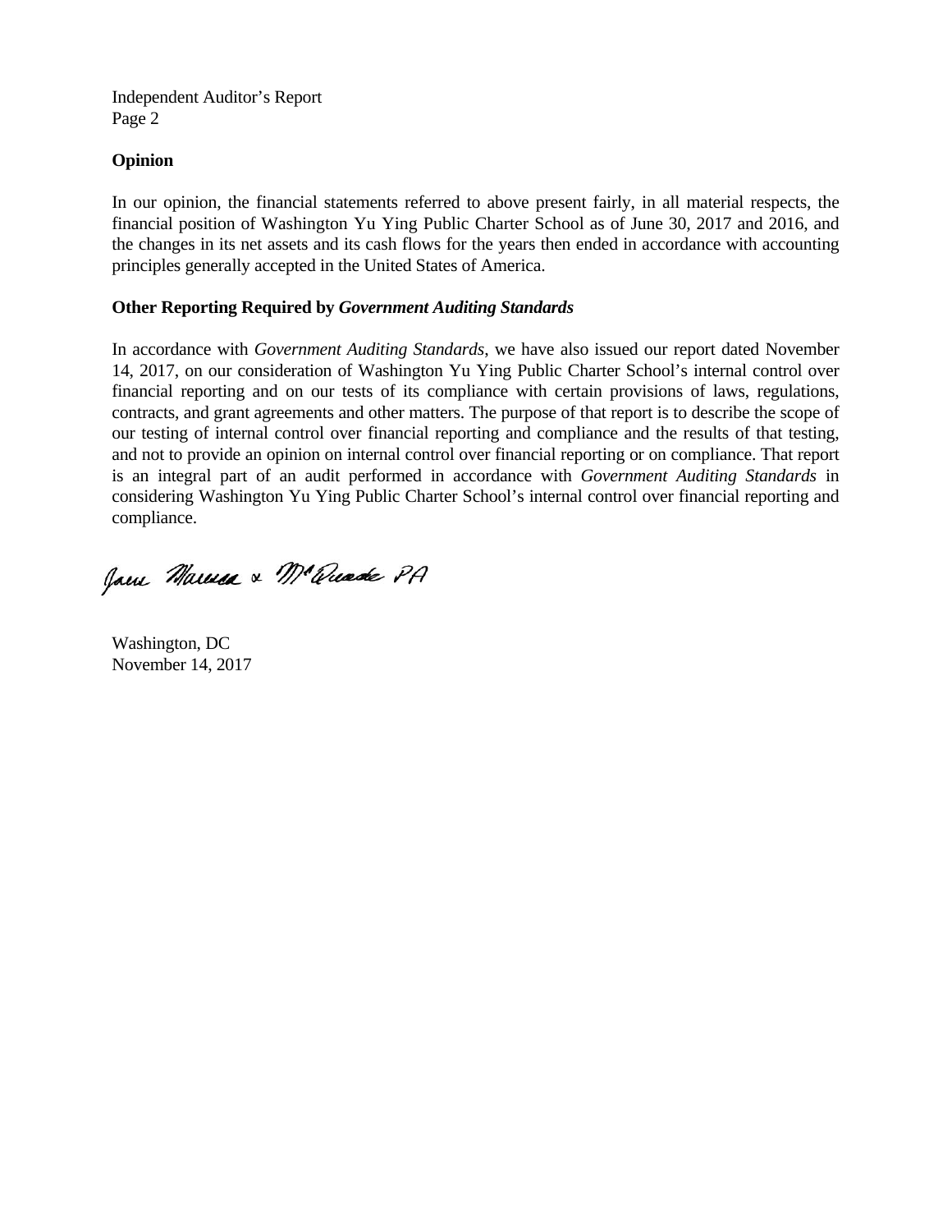Independent Auditor's Report
Page 2

**Opinion**

In our opinion, the financial statements referred to above present fairly, in all material respects, the financial position of Washington Yu Ying Public Charter School as of June 30, 2017 and 2016, and the changes in its net assets and its cash flows for the years then ended in accordance with accounting principles generally accepted in the United States of America.

**Other Reporting Required by *Government Auditing Standards***

In accordance with *Government Auditing Standards*, we have also issued our report dated November 14, 2017, on our consideration of Washington Yu Ying Public Charter School's internal control over financial reporting and on our tests of its compliance with certain provisions of laws, regulations, contracts, and grant agreements and other matters. The purpose of that report is to describe the scope of our testing of internal control over financial reporting and compliance and the results of that testing, and not to provide an opinion on internal control over financial reporting or on compliance. That report is an integral part of an audit performed in accordance with *Government Auditing Standards* in considering Washington Yu Ying Public Charter School's internal control over financial reporting and compliance.

Jones Marcus & McQuade PA

Washington, DC
November 14, 2017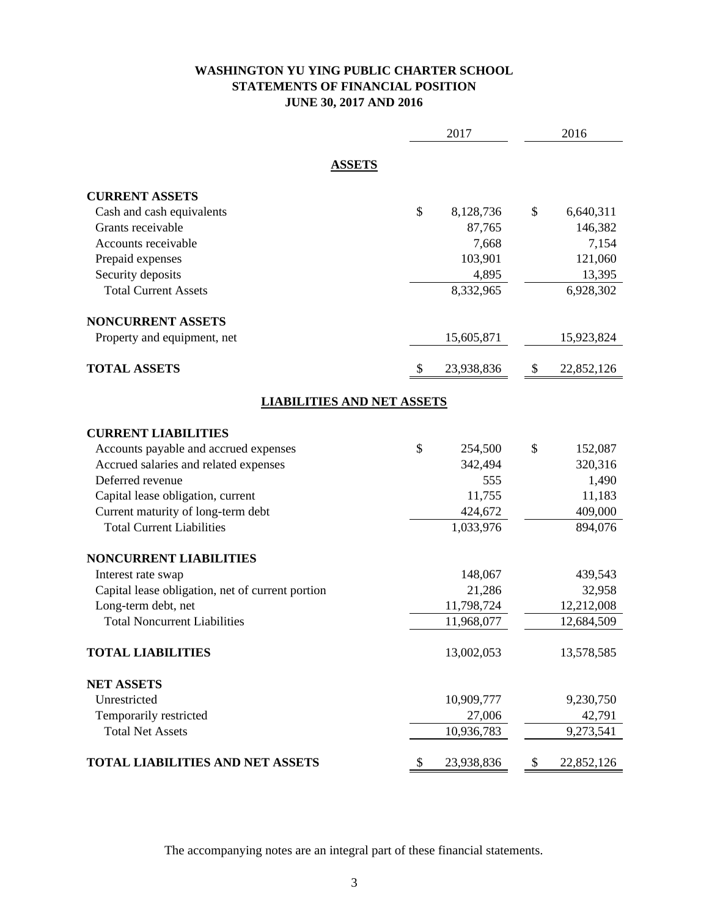# WASHINGTON YU YING PUBLIC CHARTER SCHOOL
## STATEMENTS OF FINANCIAL POSITION
### JUNE 30, 2017 AND 2016

| | 2017 | 2016 |
|---|---|---|
| **ASSETS** | | |
| **CURRENT ASSETS** | | |
| Cash and cash equivalents | $ 8,128,736 | $ 6,640,311 |
| Grants receivable | 87,765 | 146,382 |
| Accounts receivable | 7,668 | 7,154 |
| Prepaid expenses | 103,901 | 121,060 |
| Security deposits | 4,895 | 13,395 |
| Total Current Assets | 8,332,965 | 6,928,302 |
| **NONCURRENT ASSETS** | | |
| Property and equipment, net | 15,605,871 | 15,923,824 |
| **TOTAL ASSETS** | $ 23,938,836 | $ 22,852,126 |
| **LIABILITIES AND NET ASSETS** | | |
| **CURRENT LIABILITIES** | | |
| Accounts payable and accrued expenses | $ 254,500 | $ 152,087 |
| Accrued salaries and related expenses | 342,494 | 320,316 |
| Deferred revenue | 555 | 1,490 |
| Capital lease obligation, current | 11,755 | 11,183 |
| Current maturity of long-term debt | 424,672 | 409,000 |
| Total Current Liabilities | 1,033,976 | 894,076 |
| **NONCURRENT LIABILITIES** | | |
| Interest rate swap | 148,067 | 439,543 |
| Capital lease obligation, net of current portion | 21,286 | 32,958 |
| Long-term debt, net | 11,798,724 | 12,212,008 |
| Total Noncurrent Liabilities | 11,968,077 | 12,684,509 |
| **TOTAL LIABILITIES** | 13,002,053 | 13,578,585 |
| **NET ASSETS** | | |
| Unrestricted | 10,909,777 | 9,230,750 |
| Temporarily restricted | 27,006 | 42,791 |
| Total Net Assets | 10,936,783 | 9,273,541 |
| **TOTAL LIABILITIES AND NET ASSETS** | $ 23,938,836 | $ 22,852,126 |

The accompanying notes are an integral part of these financial statements.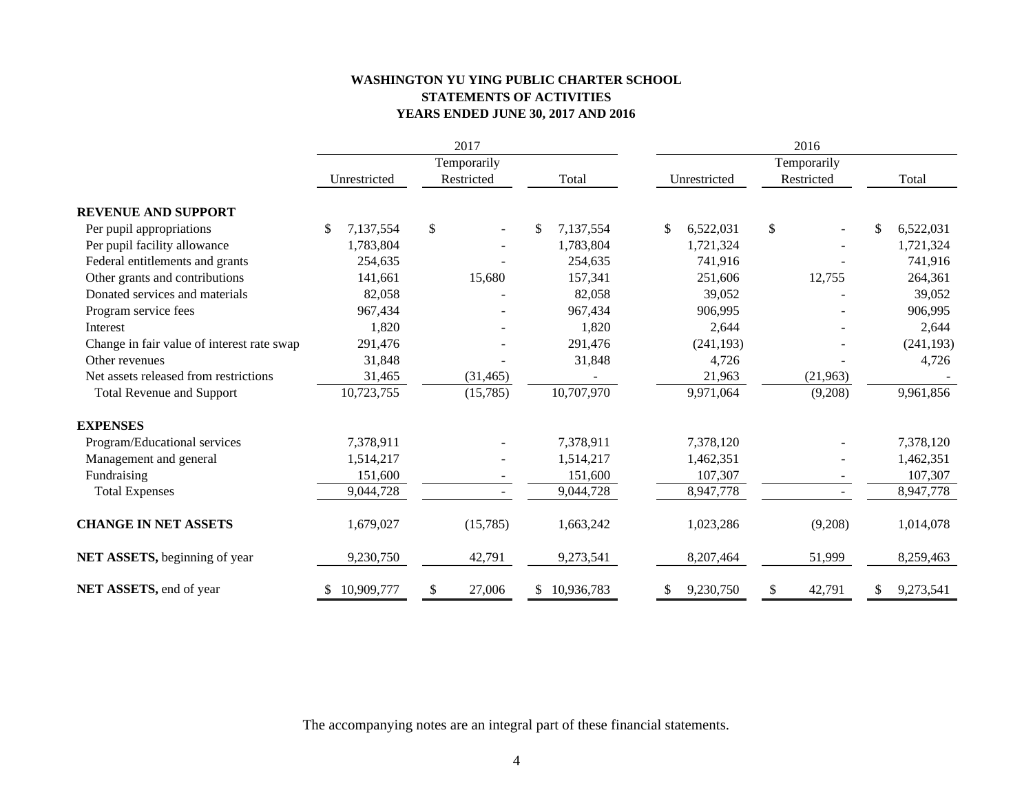**WASHINGTON YU YING PUBLIC CHARTER SCHOOL**
**STATEMENTS OF ACTIVITIES**
**YEARS ENDED JUNE 30, 2017 AND 2016**

| | 2017 | | | 2016 | | |
|---|---|---|---|---|---|---|
| | Unrestricted | Temporarily Restricted | Total | Unrestricted | Temporarily Restricted | Total |
| **REVENUE AND SUPPORT** | | | | | | |
| Per pupil appropriations | $ 7,137,554 | $ - | $ 7,137,554 | $ 6,522,031 | $ - | $ 6,522,031 |
| Per pupil facility allowance | 1,783,804 | - | 1,783,804 | 1,721,324 | - | 1,721,324 |
| Federal entitlements and grants | 254,635 | - | 254,635 | 741,916 | - | 741,916 |
| Other grants and contributions | 141,661 | 15,680 | 157,341 | 251,606 | 12,755 | 264,361 |
| Donated services and materials | 82,058 | - | 82,058 | 39,052 | - | 39,052 |
| Program service fees | 967,434 | - | 967,434 | 906,995 | - | 906,995 |
| Interest | 1,820 | - | 1,820 | 2,644 | - | 2,644 |
| Change in fair value of interest rate swap | 291,476 | - | 291,476 | (241,193) | - | (241,193) |
| Other revenues | 31,848 | - | 31,848 | 4,726 | - | 4,726 |
| Net assets released from restrictions | 31,465 | (31,465) | - | 21,963 | (21,963) | - |
| Total Revenue and Support | 10,723,755 | (15,785) | 10,707,970 | 9,971,064 | (9,208) | 9,961,856 |
| **EXPENSES** | | | | | | |
| Program/Educational services | 7,378,911 | - | 7,378,911 | 7,378,120 | - | 7,378,120 |
| Management and general | 1,514,217 | - | 1,514,217 | 1,462,351 | - | 1,462,351 |
| Fundraising | 151,600 | - | 151,600 | 107,307 | - | 107,307 |
| Total Expenses | 9,044,728 | - | 9,044,728 | 8,947,778 | - | 8,947,778 |
| **CHANGE IN NET ASSETS** | 1,679,027 | (15,785) | 1,663,242 | 1,023,286 | (9,208) | 1,014,078 |
| **NET ASSETS,** beginning of year | 9,230,750 | 42,791 | 9,273,541 | 8,207,464 | 51,999 | 8,259,463 |
| **NET ASSETS,** end of year | $ 10,909,777 | $ 27,006 | $ 10,936,783 | $ 9,230,750 | $ 42,791 | $ 9,273,541 |

The accompanying notes are an integral part of these financial statements.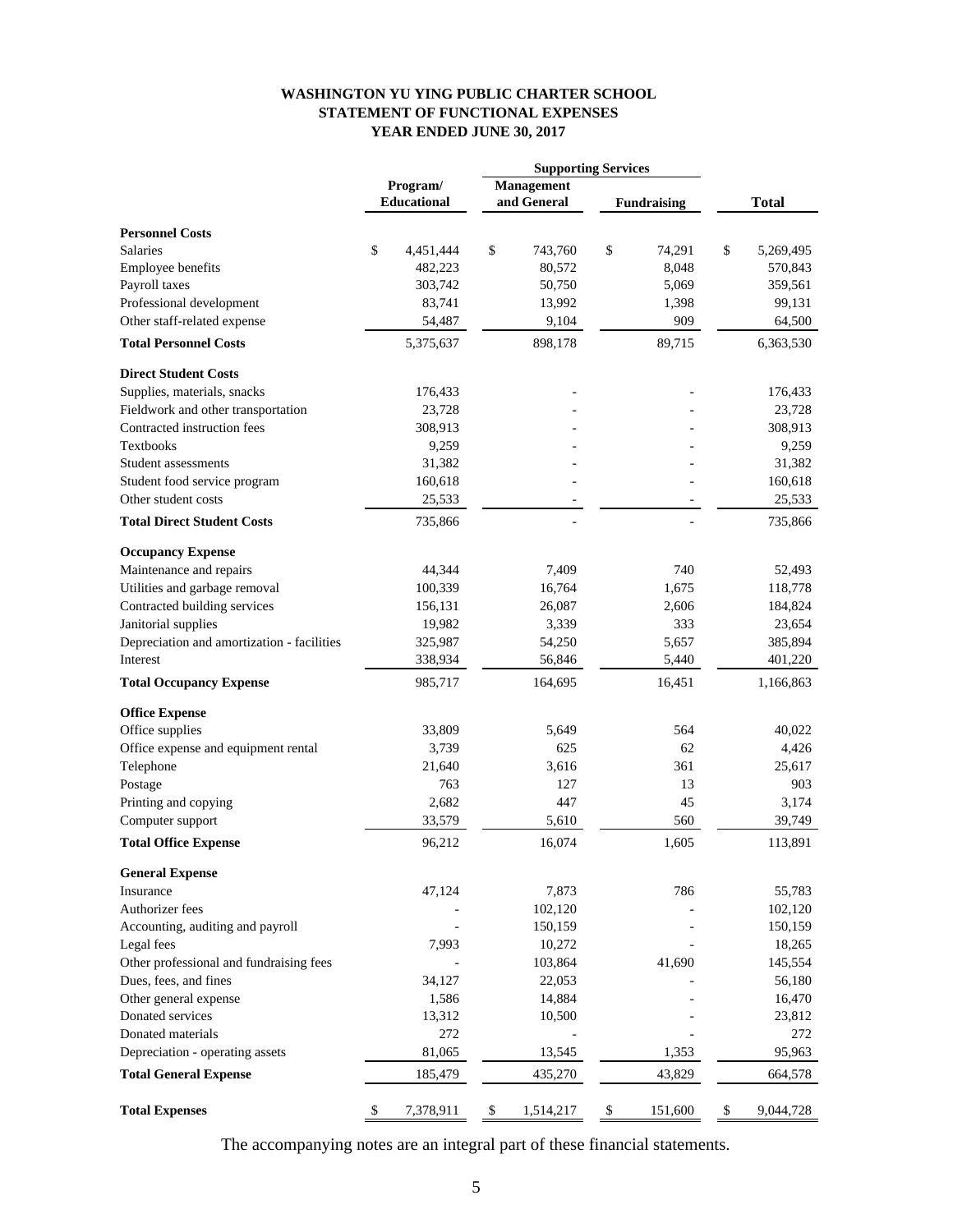**WASHINGTON YU YING PUBLIC CHARTER SCHOOL**
**STATEMENT OF FUNCTIONAL EXPENSES**
**YEAR ENDED JUNE 30, 2017**

| | Program/ Educational | Supporting Services | | Total |
|---|---|---|---|---|
| | | Management and General | Fundraising | |
| **Personnel Costs** | | | | |
| Salaries | $ 4,451,444 | $ 743,760 | $ 74,291 | $ 5,269,495 |
| Employee benefits | 482,223 | 80,572 | 8,048 | 570,843 |
| Payroll taxes | 303,742 | 50,750 | 5,069 | 359,561 |
| Professional development | 83,741 | 13,992 | 1,398 | 99,131 |
| Other staff-related expense | 54,487 | 9,104 | 909 | 64,500 |
| **Total Personnel Costs** | 5,375,637 | 898,178 | 89,715 | 6,363,530 |
| **Direct Student Costs** | | | | |
| Supplies, materials, snacks | 176,433 | - | - | 176,433 |
| Fieldwork and other transportation | 23,728 | - | - | 23,728 |
| Contracted instruction fees | 308,913 | - | - | 308,913 |
| Textbooks | 9,259 | - | - | 9,259 |
| Student assessments | 31,382 | - | - | 31,382 |
| Student food service program | 160,618 | - | - | 160,618 |
| Other student costs | 25,533 | - | - | 25,533 |
| **Total Direct Student Costs** | 735,866 | - | - | 735,866 |
| **Occupancy Expense** | | | | |
| Maintenance and repairs | 44,344 | 7,409 | 740 | 52,493 |
| Utilities and garbage removal | 100,339 | 16,764 | 1,675 | 118,778 |
| Contracted building services | 156,131 | 26,087 | 2,606 | 184,824 |
| Janitorial supplies | 19,982 | 3,339 | 333 | 23,654 |
| Depreciation and amortization - facilities | 325,987 | 54,250 | 5,657 | 385,894 |
| Interest | 338,934 | 56,846 | 5,440 | 401,220 |
| **Total Occupancy Expense** | 985,717 | 164,695 | 16,451 | 1,166,863 |
| **Office Expense** | | | | |
| Office supplies | 33,809 | 5,649 | 564 | 40,022 |
| Office expense and equipment rental | 3,739 | 625 | 62 | 4,426 |
| Telephone | 21,640 | 3,616 | 361 | 25,617 |
| Postage | 763 | 127 | 13 | 903 |
| Printing and copying | 2,682 | 447 | 45 | 3,174 |
| Computer support | 33,579 | 5,610 | 560 | 39,749 |
| **Total Office Expense** | 96,212 | 16,074 | 1,605 | 113,891 |
| **General Expense** | | | | |
| Insurance | 47,124 | 7,873 | 786 | 55,783 |
| Authorizer fees | - | 102,120 | - | 102,120 |
| Accounting, auditing and payroll | - | 150,159 | - | 150,159 |
| Legal fees | 7,993 | 10,272 | - | 18,265 |
| Other professional and fundraising fees | - | 103,864 | 41,690 | 145,554 |
| Dues, fees, and fines | 34,127 | 22,053 | - | 56,180 |
| Other general expense | 1,586 | 14,884 | - | 16,470 |
| Donated services | 13,312 | 10,500 | - | 23,812 |
| Donated materials | 272 | - | - | 272 |
| Depreciation - operating assets | 81,065 | 13,545 | 1,353 | 95,963 |
| **Total General Expense** | 185,479 | 435,270 | 43,829 | 664,578 |
| **Total Expenses** | $ 7,378,911 | $ 1,514,217 | $ 151,600 | $ 9,044,728 |

The accompanying notes are an integral part of these financial statements.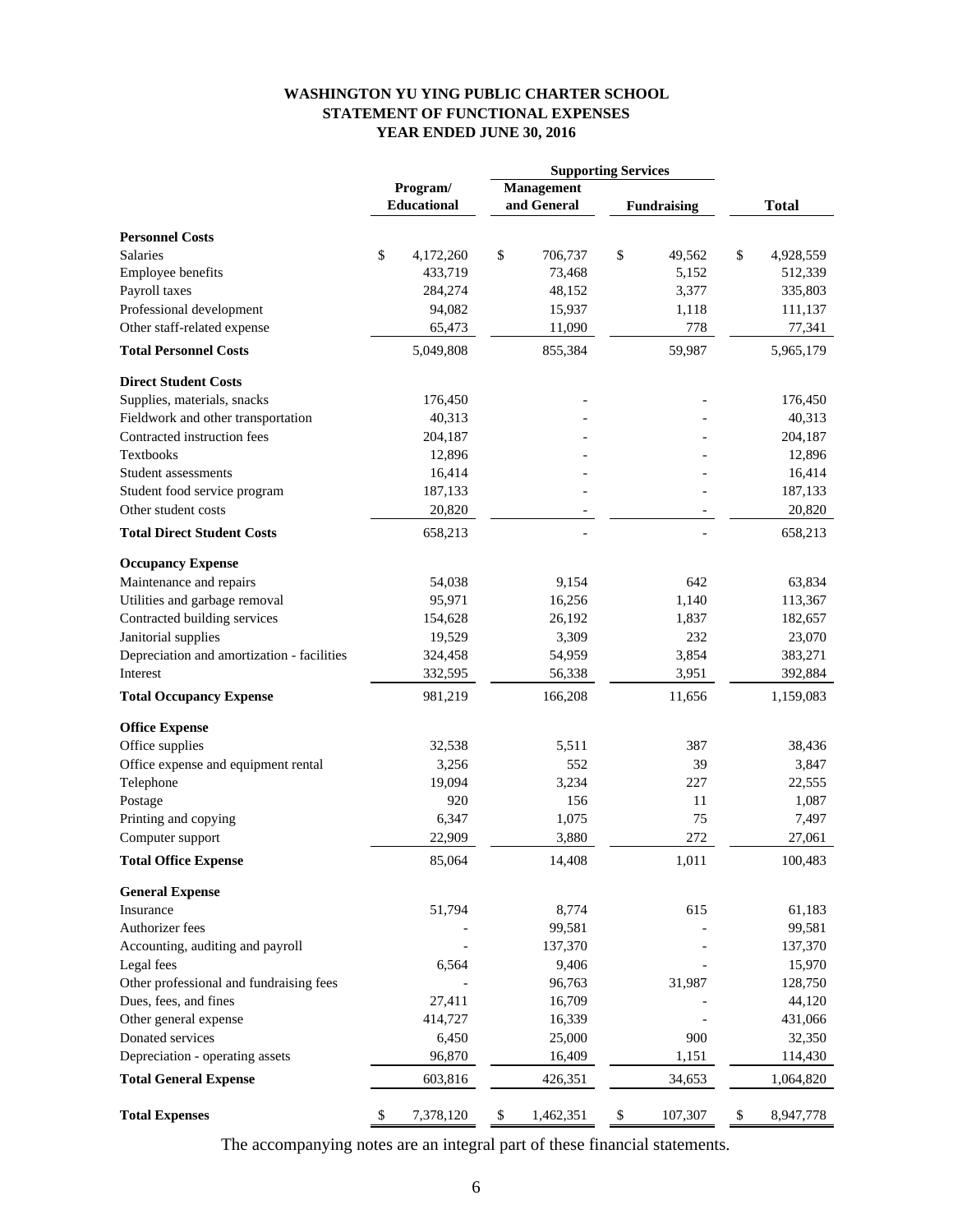**WASHINGTON YU YING PUBLIC CHARTER SCHOOL**
**STATEMENT OF FUNCTIONAL EXPENSES**
**YEAR ENDED JUNE 30, 2016**

| | Program/ Educational | Supporting Services | | Total |
|---|---|---|---|---|
| | | Management and General | Fundraising | |
| **Personnel Costs** | | | | |
| Salaries | $ 4,172,260 | $ 706,737 | $ 49,562 | $ 4,928,559 |
| Employee benefits | 433,719 | 73,468 | 5,152 | 512,339 |
| Payroll taxes | 284,274 | 48,152 | 3,377 | 335,803 |
| Professional development | 94,082 | 15,937 | 1,118 | 111,137 |
| Other staff-related expense | 65,473 | 11,090 | 778 | 77,341 |
| **Total Personnel Costs** | 5,049,808 | 855,384 | 59,987 | 5,965,179 |
| **Direct Student Costs** | | | | |
| Supplies, materials, snacks | 176,450 | - | - | 176,450 |
| Fieldwork and other transportation | 40,313 | - | - | 40,313 |
| Contracted instruction fees | 204,187 | - | - | 204,187 |
| Textbooks | 12,896 | - | - | 12,896 |
| Student assessments | 16,414 | - | - | 16,414 |
| Student food service program | 187,133 | - | - | 187,133 |
| Other student costs | 20,820 | - | - | 20,820 |
| **Total Direct Student Costs** | 658,213 | - | - | 658,213 |
| **Occupancy Expense** | | | | |
| Maintenance and repairs | 54,038 | 9,154 | 642 | 63,834 |
| Utilities and garbage removal | 95,971 | 16,256 | 1,140 | 113,367 |
| Contracted building services | 154,628 | 26,192 | 1,837 | 182,657 |
| Janitorial supplies | 19,529 | 3,309 | 232 | 23,070 |
| Depreciation and amortization - facilities | 324,458 | 54,959 | 3,854 | 383,271 |
| Interest | 332,595 | 56,338 | 3,951 | 392,884 |
| **Total Occupancy Expense** | 981,219 | 166,208 | 11,656 | 1,159,083 |
| **Office Expense** | | | | |
| Office supplies | 32,538 | 5,511 | 387 | 38,436 |
| Office expense and equipment rental | 3,256 | 552 | 39 | 3,847 |
| Telephone | 19,094 | 3,234 | 227 | 22,555 |
| Postage | 920 | 156 | 11 | 1,087 |
| Printing and copying | 6,347 | 1,075 | 75 | 7,497 |
| Computer support | 22,909 | 3,880 | 272 | 27,061 |
| **Total Office Expense** | 85,064 | 14,408 | 1,011 | 100,483 |
| **General Expense** | | | | |
| Insurance | 51,794 | 8,774 | 615 | 61,183 |
| Authorizer fees | - | 99,581 | - | 99,581 |
| Accounting, auditing and payroll | - | 137,370 | - | 137,370 |
| Legal fees | 6,564 | 9,406 | - | 15,970 |
| Other professional and fundraising fees | - | 96,763 | 31,987 | 128,750 |
| Dues, fees, and fines | 27,411 | 16,709 | - | 44,120 |
| Other general expense | 414,727 | 16,339 | - | 431,066 |
| Donated services | 6,450 | 25,000 | 900 | 32,350 |
| Depreciation - operating assets | 96,870 | 16,409 | 1,151 | 114,430 |
| **Total General Expense** | 603,816 | 426,351 | 34,653 | 1,064,820 |
| **Total Expenses** | $ 7,378,120 | $ 1,462,351 | $ 107,307 | $ 8,947,778 |

The accompanying notes are an integral part of these financial statements.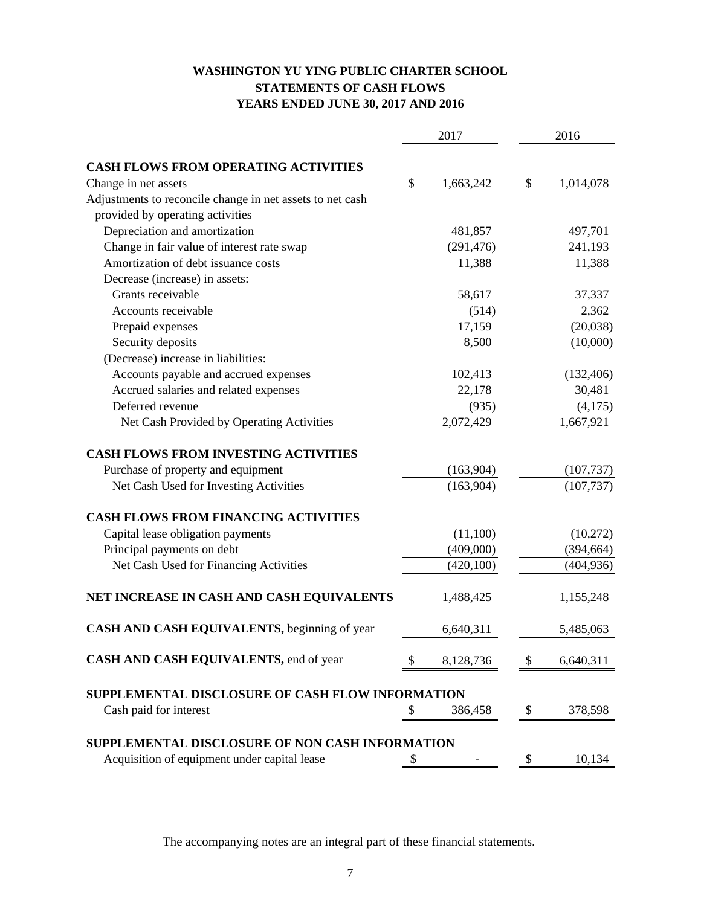# WASHINGTON YU YING PUBLIC CHARTER SCHOOL
## STATEMENTS OF CASH FLOWS
### YEARS ENDED JUNE 30, 2017 AND 2016

| | 2017 | 2016 |
|---|---|---|
| **CASH FLOWS FROM OPERATING ACTIVITIES** | | |
| Change in net assets | $ 1,663,242 | $ 1,014,078 |
| Adjustments to reconcile change in net assets to net cash provided by operating activities | | |
| Depreciation and amortization | 481,857 | 497,701 |
| Change in fair value of interest rate swap | (291,476) | 241,193 |
| Amortization of debt issuance costs | 11,388 | 11,388 |
| Decrease (increase) in assets: | | |
| Grants receivable | 58,617 | 37,337 |
| Accounts receivable | (514) | 2,362 |
| Prepaid expenses | 17,159 | (20,038) |
| Security deposits | 8,500 | (10,000) |
| (Decrease) increase in liabilities: | | |
| Accounts payable and accrued expenses | 102,413 | (132,406) |
| Accrued salaries and related expenses | 22,178 | 30,481 |
| Deferred revenue | (935) | (4,175) |
| Net Cash Provided by Operating Activities | 2,072,429 | 1,667,921 |
| **CASH FLOWS FROM INVESTING ACTIVITIES** | | |
| Purchase of property and equipment | (163,904) | (107,737) |
| Net Cash Used for Investing Activities | (163,904) | (107,737) |
| **CASH FLOWS FROM FINANCING ACTIVITIES** | | |
| Capital lease obligation payments | (11,100) | (10,272) |
| Principal payments on debt | (409,000) | (394,664) |
| Net Cash Used for Financing Activities | (420,100) | (404,936) |
| **NET INCREASE IN CASH AND CASH EQUIVALENTS** | 1,488,425 | 1,155,248 |
| **CASH AND CASH EQUIVALENTS,** beginning of year | 6,640,311 | 5,485,063 |
| **CASH AND CASH EQUIVALENTS,** end of year | $ 8,128,736 | $ 6,640,311 |
| **SUPPLEMENTAL DISCLOSURE OF CASH FLOW INFORMATION** | | |
| Cash paid for interest | $ 386,458 | $ 378,598 |
| **SUPPLEMENTAL DISCLOSURE OF NON CASH INFORMATION** | | |
| Acquisition of equipment under capital lease | $ - | $ 10,134 |

The accompanying notes are an integral part of these financial statements.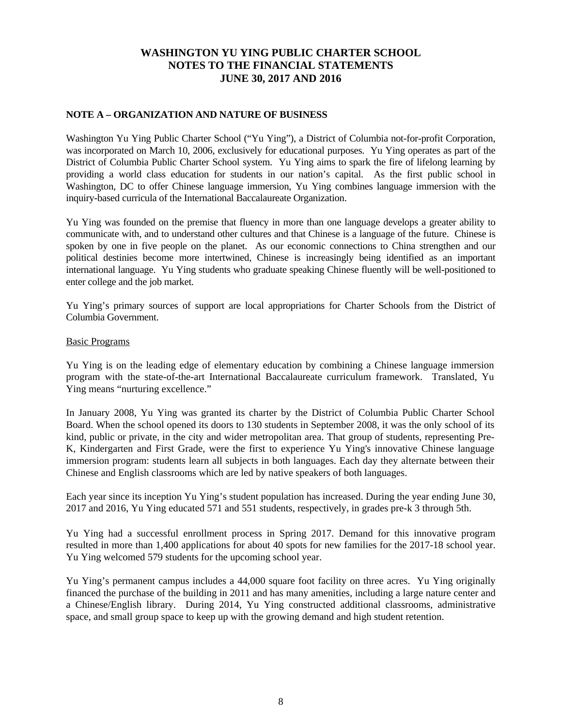# WASHINGTON YU YING PUBLIC CHARTER SCHOOL
# NOTES TO THE FINANCIAL STATEMENTS
# JUNE 30, 2017 AND 2016

## NOTE A – ORGANIZATION AND NATURE OF BUSINESS

Washington Yu Ying Public Charter School ("Yu Ying"), a District of Columbia not-for-profit Corporation, was incorporated on March 10, 2006, exclusively for educational purposes. Yu Ying operates as part of the District of Columbia Public Charter School system. Yu Ying aims to spark the fire of lifelong learning by providing a world class education for students in our nation's capital. As the first public school in Washington, DC to offer Chinese language immersion, Yu Ying combines language immersion with the inquiry-based curricula of the International Baccalaureate Organization.

Yu Ying was founded on the premise that fluency in more than one language develops a greater ability to communicate with, and to understand other cultures and that Chinese is a language of the future. Chinese is spoken by one in five people on the planet. As our economic connections to China strengthen and our political destinies become more intertwined, Chinese is increasingly being identified as an important international language. Yu Ying students who graduate speaking Chinese fluently will be well-positioned to enter college and the job market.

Yu Ying's primary sources of support are local appropriations for Charter Schools from the District of Columbia Government.

Basic Programs

Yu Ying is on the leading edge of elementary education by combining a Chinese language immersion program with the state-of-the-art International Baccalaureate curriculum framework. Translated, Yu Ying means "nurturing excellence."

In January 2008, Yu Ying was granted its charter by the District of Columbia Public Charter School Board. When the school opened its doors to 130 students in September 2008, it was the only school of its kind, public or private, in the city and wider metropolitan area. That group of students, representing Pre-K, Kindergarten and First Grade, were the first to experience Yu Ying's innovative Chinese language immersion program: students learn all subjects in both languages. Each day they alternate between their Chinese and English classrooms which are led by native speakers of both languages.

Each year since its inception Yu Ying's student population has increased. During the year ending June 30, 2017 and 2016, Yu Ying educated 571 and 551 students, respectively, in grades pre-k 3 through 5th.

Yu Ying had a successful enrollment process in Spring 2017. Demand for this innovative program resulted in more than 1,400 applications for about 40 spots for new families for the 2017-18 school year. Yu Ying welcomed 579 students for the upcoming school year.

Yu Ying's permanent campus includes a 44,000 square foot facility on three acres. Yu Ying originally financed the purchase of the building in 2011 and has many amenities, including a large nature center and a Chinese/English library. During 2014, Yu Ying constructed additional classrooms, administrative space, and small group space to keep up with the growing demand and high student retention.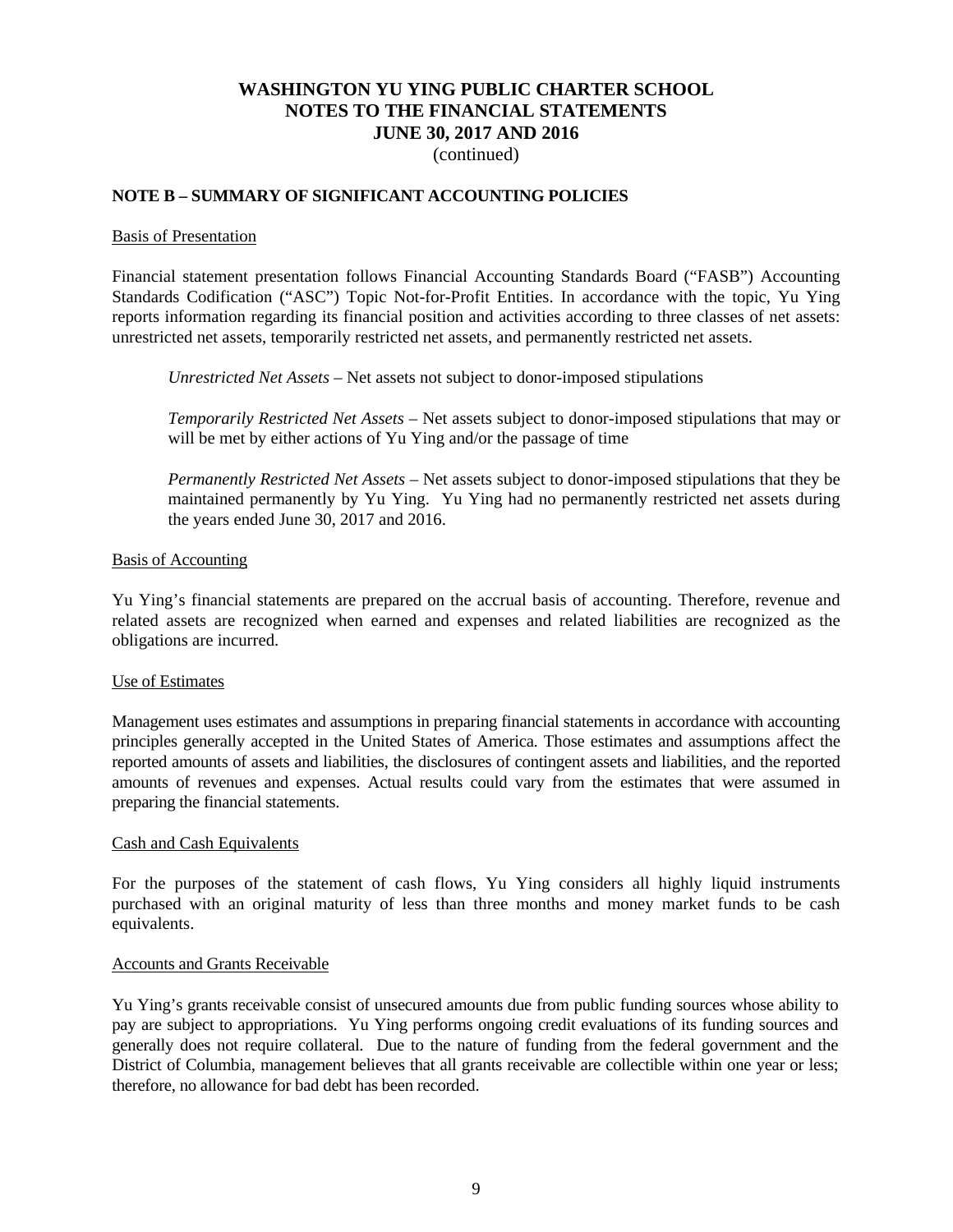# WASHINGTON YU YING PUBLIC CHARTER SCHOOL
## NOTES TO THE FINANCIAL STATEMENTS
## JUNE 30, 2017 AND 2016
(continued)

### NOTE B – SUMMARY OF SIGNIFICANT ACCOUNTING POLICIES

Basis of Presentation

Financial statement presentation follows Financial Accounting Standards Board ("FASB") Accounting Standards Codification ("ASC") Topic Not-for-Profit Entities. In accordance with the topic, Yu Ying reports information regarding its financial position and activities according to three classes of net assets: unrestricted net assets, temporarily restricted net assets, and permanently restricted net assets.

> *Unrestricted Net Assets* – Net assets not subject to donor-imposed stipulations
>
> *Temporarily Restricted Net Assets* – Net assets subject to donor-imposed stipulations that may or will be met by either actions of Yu Ying and/or the passage of time
>
> *Permanently Restricted Net Assets* – Net assets subject to donor-imposed stipulations that they be maintained permanently by Yu Ying. Yu Ying had no permanently restricted net assets during the years ended June 30, 2017 and 2016.

Basis of Accounting

Yu Ying's financial statements are prepared on the accrual basis of accounting. Therefore, revenue and related assets are recognized when earned and expenses and related liabilities are recognized as the obligations are incurred.

Use of Estimates

Management uses estimates and assumptions in preparing financial statements in accordance with accounting principles generally accepted in the United States of America. Those estimates and assumptions affect the reported amounts of assets and liabilities, the disclosures of contingent assets and liabilities, and the reported amounts of revenues and expenses. Actual results could vary from the estimates that were assumed in preparing the financial statements.

Cash and Cash Equivalents

For the purposes of the statement of cash flows, Yu Ying considers all highly liquid instruments purchased with an original maturity of less than three months and money market funds to be cash equivalents.

Accounts and Grants Receivable

Yu Ying's grants receivable consist of unsecured amounts due from public funding sources whose ability to pay are subject to appropriations. Yu Ying performs ongoing credit evaluations of its funding sources and generally does not require collateral. Due to the nature of funding from the federal government and the District of Columbia, management believes that all grants receivable are collectible within one year or less; therefore, no allowance for bad debt has been recorded.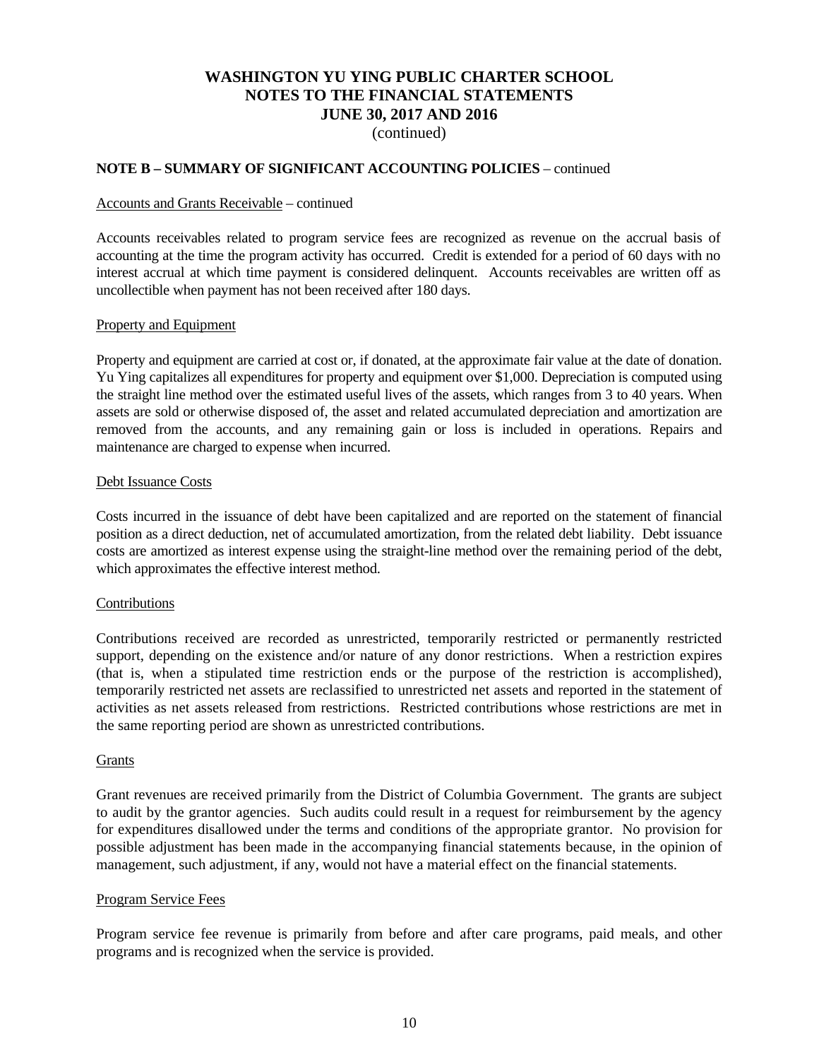# WASHINGTON YU YING PUBLIC CHARTER SCHOOL
## NOTES TO THE FINANCIAL STATEMENTS
## JUNE 30, 2017 AND 2016
(continued)

**NOTE B – SUMMARY OF SIGNIFICANT ACCOUNTING POLICIES** – continued

Accounts and Grants Receivable – continued

Accounts receivables related to program service fees are recognized as revenue on the accrual basis of accounting at the time the program activity has occurred. Credit is extended for a period of 60 days with no interest accrual at which time payment is considered delinquent. Accounts receivables are written off as uncollectible when payment has not been received after 180 days.

Property and Equipment

Property and equipment are carried at cost or, if donated, at the approximate fair value at the date of donation. Yu Ying capitalizes all expenditures for property and equipment over $1,000. Depreciation is computed using the straight line method over the estimated useful lives of the assets, which ranges from 3 to 40 years. When assets are sold or otherwise disposed of, the asset and related accumulated depreciation and amortization are removed from the accounts, and any remaining gain or loss is included in operations. Repairs and maintenance are charged to expense when incurred.

Debt Issuance Costs

Costs incurred in the issuance of debt have been capitalized and are reported on the statement of financial position as a direct deduction, net of accumulated amortization, from the related debt liability. Debt issuance costs are amortized as interest expense using the straight-line method over the remaining period of the debt, which approximates the effective interest method.

Contributions

Contributions received are recorded as unrestricted, temporarily restricted or permanently restricted support, depending on the existence and/or nature of any donor restrictions. When a restriction expires (that is, when a stipulated time restriction ends or the purpose of the restriction is accomplished), temporarily restricted net assets are reclassified to unrestricted net assets and reported in the statement of activities as net assets released from restrictions. Restricted contributions whose restrictions are met in the same reporting period are shown as unrestricted contributions.

Grants

Grant revenues are received primarily from the District of Columbia Government. The grants are subject to audit by the grantor agencies. Such audits could result in a request for reimbursement by the agency for expenditures disallowed under the terms and conditions of the appropriate grantor. No provision for possible adjustment has been made in the accompanying financial statements because, in the opinion of management, such adjustment, if any, would not have a material effect on the financial statements.

Program Service Fees

Program service fee revenue is primarily from before and after care programs, paid meals, and other programs and is recognized when the service is provided.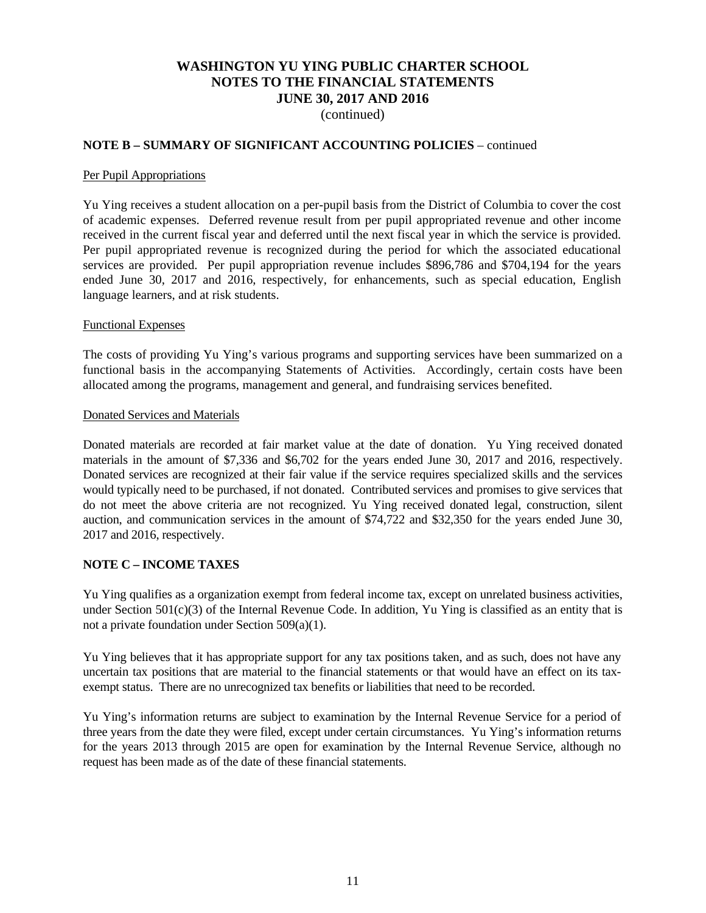# WASHINGTON YU YING PUBLIC CHARTER SCHOOL
## NOTES TO THE FINANCIAL STATEMENTS
## JUNE 30, 2017 AND 2016
(continued)

**NOTE B – SUMMARY OF SIGNIFICANT ACCOUNTING POLICIES** – continued

Per Pupil Appropriations

Yu Ying receives a student allocation on a per-pupil basis from the District of Columbia to cover the cost of academic expenses. Deferred revenue result from per pupil appropriated revenue and other income received in the current fiscal year and deferred until the next fiscal year in which the service is provided. Per pupil appropriated revenue is recognized during the period for which the associated educational services are provided. Per pupil appropriation revenue includes $896,786 and $704,194 for the years ended June 30, 2017 and 2016, respectively, for enhancements, such as special education, English language learners, and at risk students.

Functional Expenses

The costs of providing Yu Ying's various programs and supporting services have been summarized on a functional basis in the accompanying Statements of Activities. Accordingly, certain costs have been allocated among the programs, management and general, and fundraising services benefited.

Donated Services and Materials

Donated materials are recorded at fair market value at the date of donation. Yu Ying received donated materials in the amount of $7,336 and $6,702 for the years ended June 30, 2017 and 2016, respectively. Donated services are recognized at their fair value if the service requires specialized skills and the services would typically need to be purchased, if not donated. Contributed services and promises to give services that do not meet the above criteria are not recognized. Yu Ying received donated legal, construction, silent auction, and communication services in the amount of $74,722 and $32,350 for the years ended June 30, 2017 and 2016, respectively.

**NOTE C – INCOME TAXES**

Yu Ying qualifies as a organization exempt from federal income tax, except on unrelated business activities, under Section 501(c)(3) of the Internal Revenue Code. In addition, Yu Ying is classified as an entity that is not a private foundation under Section 509(a)(1).

Yu Ying believes that it has appropriate support for any tax positions taken, and as such, does not have any uncertain tax positions that are material to the financial statements or that would have an effect on its tax-exempt status. There are no unrecognized tax benefits or liabilities that need to be recorded.

Yu Ying's information returns are subject to examination by the Internal Revenue Service for a period of three years from the date they were filed, except under certain circumstances. Yu Ying's information returns for the years 2013 through 2015 are open for examination by the Internal Revenue Service, although no request has been made as of the date of these financial statements.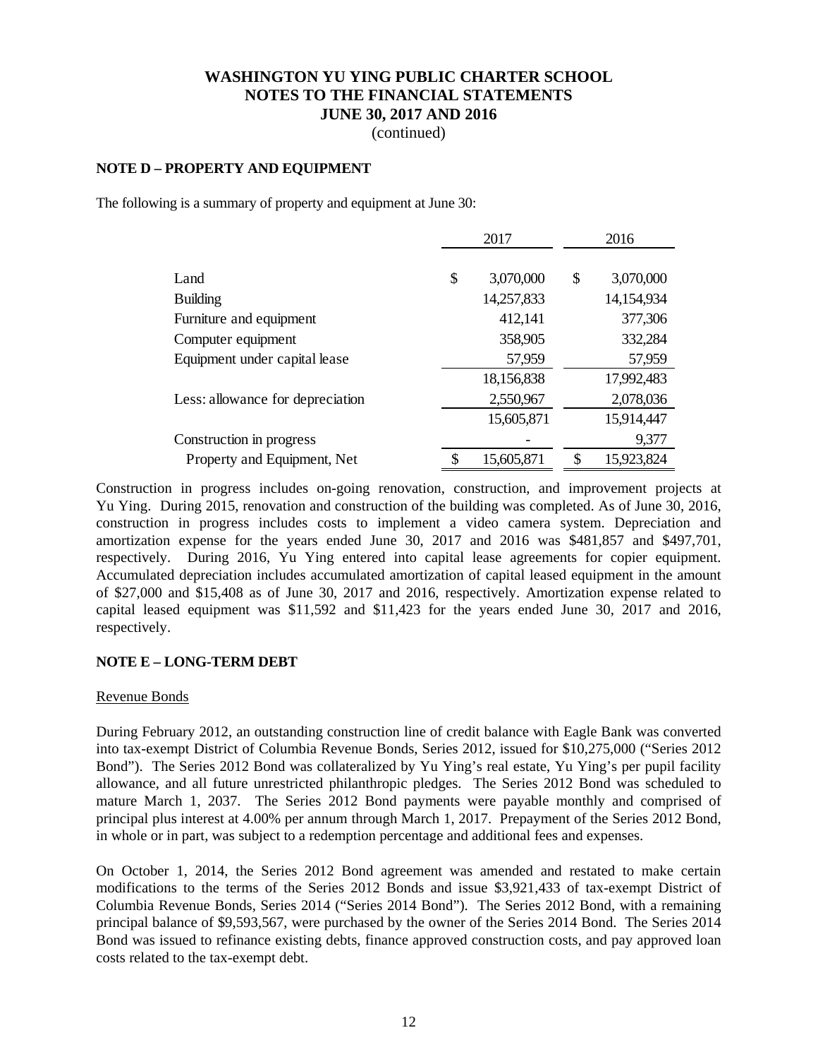## NOTE D – PROPERTY AND EQUIPMENT

The following is a summary of property and equipment at June 30:

| | 2017 | 2016 |
|---|---|---|
| Land | $ 3,070,000 | $ 3,070,000 |
| Building | 14,257,833 | 14,154,934 |
| Furniture and equipment | 412,141 | 377,306 |
| Computer equipment | 358,905 | 332,284 |
| Equipment under capital lease | 57,959 | 57,959 |
| | 18,156,838 | 17,992,483 |
| Less: allowance for depreciation | 2,550,967 | 2,078,036 |
| | 15,605,871 | 15,914,447 |
| Construction in progress | - | 9,377 |
| Property and Equipment, Net | $ 15,605,871 | $ 15,923,824 |

Construction in progress includes on-going renovation, construction, and improvement projects at Yu Ying. During 2015, renovation and construction of the building was completed. As of June 30, 2016, construction in progress includes costs to implement a video camera system. Depreciation and amortization expense for the years ended June 30, 2017 and 2016 was $481,857 and $497,701, respectively. During 2016, Yu Ying entered into capital lease agreements for copier equipment. Accumulated depreciation includes accumulated amortization of capital leased equipment in the amount of $27,000 and $15,408 as of June 30, 2017 and 2016, respectively. Amortization expense related to capital leased equipment was $11,592 and $11,423 for the years ended June 30, 2017 and 2016, respectively.

## NOTE E – LONG-TERM DEBT

Revenue Bonds

During February 2012, an outstanding construction line of credit balance with Eagle Bank was converted into tax-exempt District of Columbia Revenue Bonds, Series 2012, issued for $10,275,000 ("Series 2012 Bond"). The Series 2012 Bond was collateralized by Yu Ying's real estate, Yu Ying's per pupil facility allowance, and all future unrestricted philanthropic pledges. The Series 2012 Bond was scheduled to mature March 1, 2037. The Series 2012 Bond payments were payable monthly and comprised of principal plus interest at 4.00% per annum through March 1, 2017. Prepayment of the Series 2012 Bond, in whole or in part, was subject to a redemption percentage and additional fees and expenses.

On October 1, 2014, the Series 2012 Bond agreement was amended and restated to make certain modifications to the terms of the Series 2012 Bonds and issue $3,921,433 of tax-exempt District of Columbia Revenue Bonds, Series 2014 ("Series 2014 Bond"). The Series 2012 Bond, with a remaining principal balance of $9,593,567, were purchased by the owner of the Series 2014 Bond. The Series 2014 Bond was issued to refinance existing debts, finance approved construction costs, and pay approved loan costs related to the tax-exempt debt.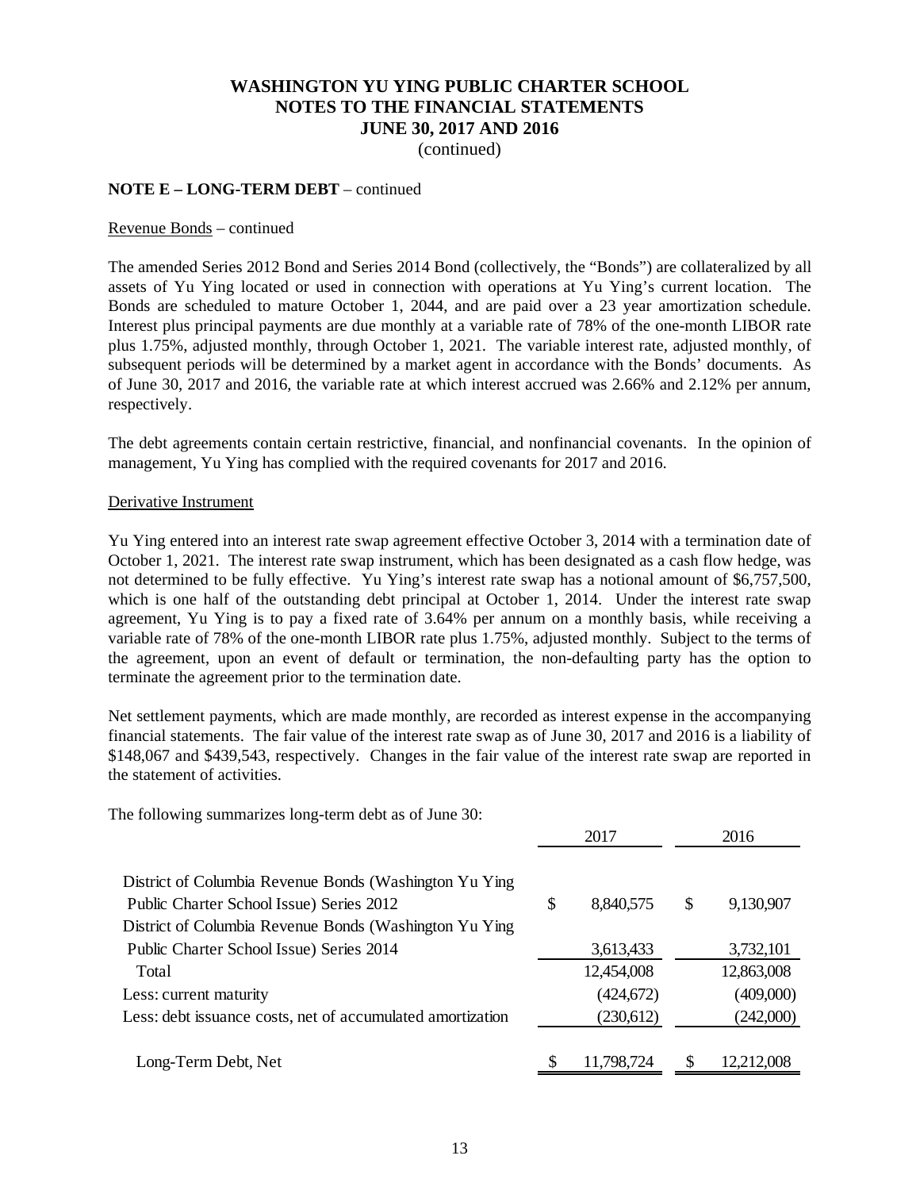# WASHINGTON YU YING PUBLIC CHARTER SCHOOL
## NOTES TO THE FINANCIAL STATEMENTS
## JUNE 30, 2017 AND 2016
(continued)

**NOTE E – LONG-TERM DEBT** – continued

Revenue Bonds – continued

The amended Series 2012 Bond and Series 2014 Bond (collectively, the "Bonds") are collateralized by all assets of Yu Ying located or used in connection with operations at Yu Ying's current location. The Bonds are scheduled to mature October 1, 2044, and are paid over a 23 year amortization schedule. Interest plus principal payments are due monthly at a variable rate of 78% of the one-month LIBOR rate plus 1.75%, adjusted monthly, through October 1, 2021. The variable interest rate, adjusted monthly, of subsequent periods will be determined by a market agent in accordance with the Bonds' documents. As of June 30, 2017 and 2016, the variable rate at which interest accrued was 2.66% and 2.12% per annum, respectively.

The debt agreements contain certain restrictive, financial, and nonfinancial covenants. In the opinion of management, Yu Ying has complied with the required covenants for 2017 and 2016.

Derivative Instrument

Yu Ying entered into an interest rate swap agreement effective October 3, 2014 with a termination date of October 1, 2021. The interest rate swap instrument, which has been designated as a cash flow hedge, was not determined to be fully effective. Yu Ying's interest rate swap has a notional amount of $6,757,500, which is one half of the outstanding debt principal at October 1, 2014. Under the interest rate swap agreement, Yu Ying is to pay a fixed rate of 3.64% per annum on a monthly basis, while receiving a variable rate of 78% of the one-month LIBOR rate plus 1.75%, adjusted monthly. Subject to the terms of the agreement, upon an event of default or termination, the non-defaulting party has the option to terminate the agreement prior to the termination date.

Net settlement payments, which are made monthly, are recorded as interest expense in the accompanying financial statements. The fair value of the interest rate swap as of June 30, 2017 and 2016 is a liability of $148,067 and $439,543, respectively. Changes in the fair value of the interest rate swap are reported in the statement of activities.

The following summarizes long-term debt as of June 30:

| | 2017 | 2016 |
|---|---|---|
| District of Columbia Revenue Bonds (Washington Yu Ying Public Charter School Issue) Series 2012 | $ 8,840,575 | $ 9,130,907 |
| District of Columbia Revenue Bonds (Washington Yu Ying Public Charter School Issue) Series 2014 | 3,613,433 | 3,732,101 |
| Total | 12,454,008 | 12,863,008 |
| Less: current maturity | (424,672) | (409,000) |
| Less: debt issuance costs, net of accumulated amortization | (230,612) | (242,000) |
| Long-Term Debt, Net | $ 11,798,724 | $ 12,212,008 |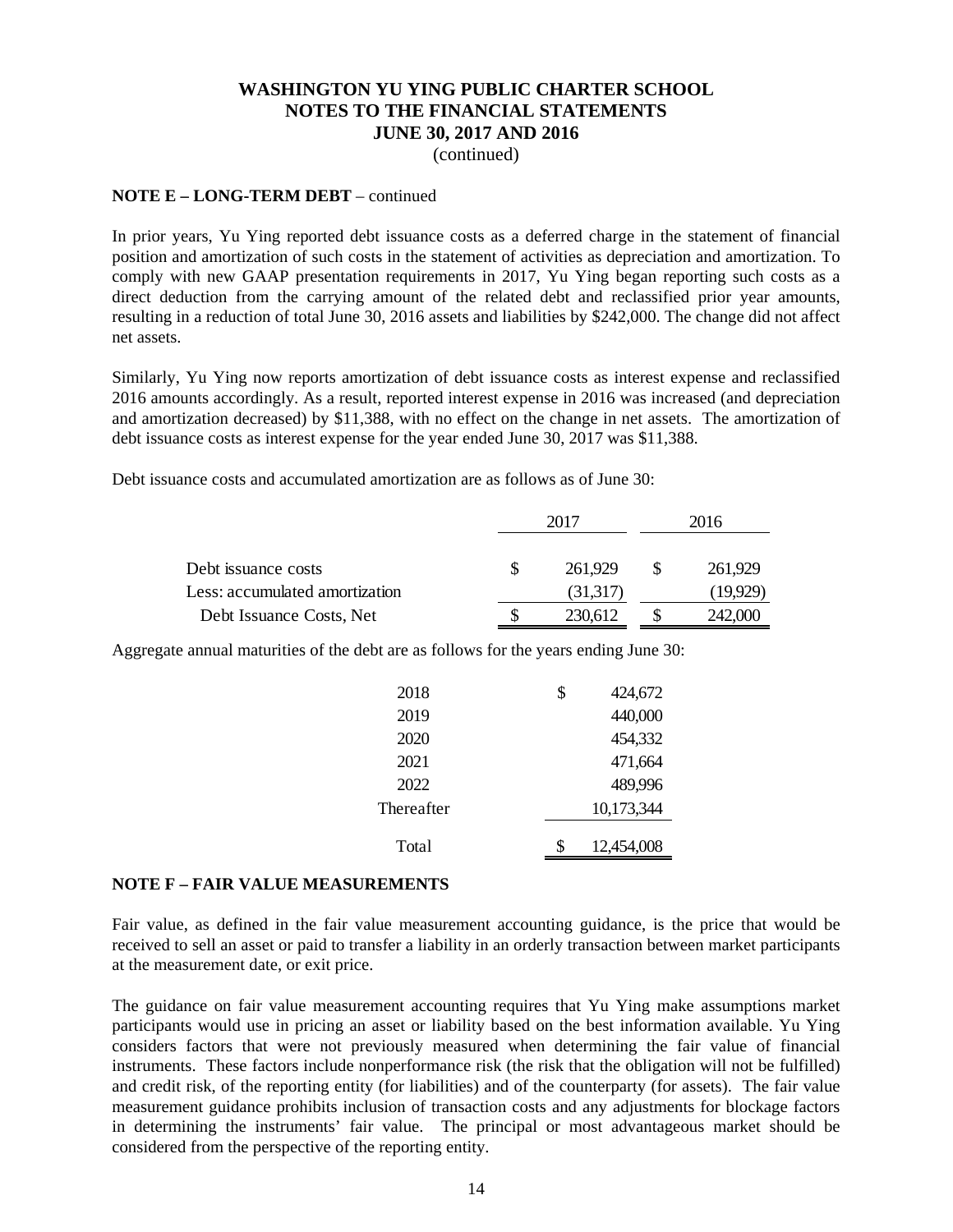# WASHINGTON YU YING PUBLIC CHARTER SCHOOL
## NOTES TO THE FINANCIAL STATEMENTS
## JUNE 30, 2017 AND 2016
(continued)

**NOTE E – LONG-TERM DEBT** – continued

In prior years, Yu Ying reported debt issuance costs as a deferred charge in the statement of financial position and amortization of such costs in the statement of activities as depreciation and amortization. To comply with new GAAP presentation requirements in 2017, Yu Ying began reporting such costs as a direct deduction from the carrying amount of the related debt and reclassified prior year amounts, resulting in a reduction of total June 30, 2016 assets and liabilities by $242,000. The change did not affect net assets.

Similarly, Yu Ying now reports amortization of debt issuance costs as interest expense and reclassified 2016 amounts accordingly. As a result, reported interest expense in 2016 was increased (and depreciation and amortization decreased) by $11,388, with no effect on the change in net assets. The amortization of debt issuance costs as interest expense for the year ended June 30, 2017 was $11,388.

Debt issuance costs and accumulated amortization are as follows as of June 30:

| | 2017 | 2016 |
|---|---|---|
| Debt issuance costs | $ 261,929 | $ 261,929 |
| Less: accumulated amortization | (31,317) | (19,929) |
| Debt Issuance Costs, Net | $ 230,612 | $ 242,000 |

Aggregate annual maturities of the debt are as follows for the years ending June 30:

| | |
|---|---|
| 2018 | $ 424,672 |
| 2019 | 440,000 |
| 2020 | 454,332 |
| 2021 | 471,664 |
| 2022 | 489,996 |
| Thereafter | 10,173,344 |
| Total | $ 12,454,008 |

**NOTE F – FAIR VALUE MEASUREMENTS**

Fair value, as defined in the fair value measurement accounting guidance, is the price that would be received to sell an asset or paid to transfer a liability in an orderly transaction between market participants at the measurement date, or exit price.

The guidance on fair value measurement accounting requires that Yu Ying make assumptions market participants would use in pricing an asset or liability based on the best information available. Yu Ying considers factors that were not previously measured when determining the fair value of financial instruments. These factors include nonperformance risk (the risk that the obligation will not be fulfilled) and credit risk, of the reporting entity (for liabilities) and of the counterparty (for assets). The fair value measurement guidance prohibits inclusion of transaction costs and any adjustments for blockage factors in determining the instruments' fair value. The principal or most advantageous market should be considered from the perspective of the reporting entity.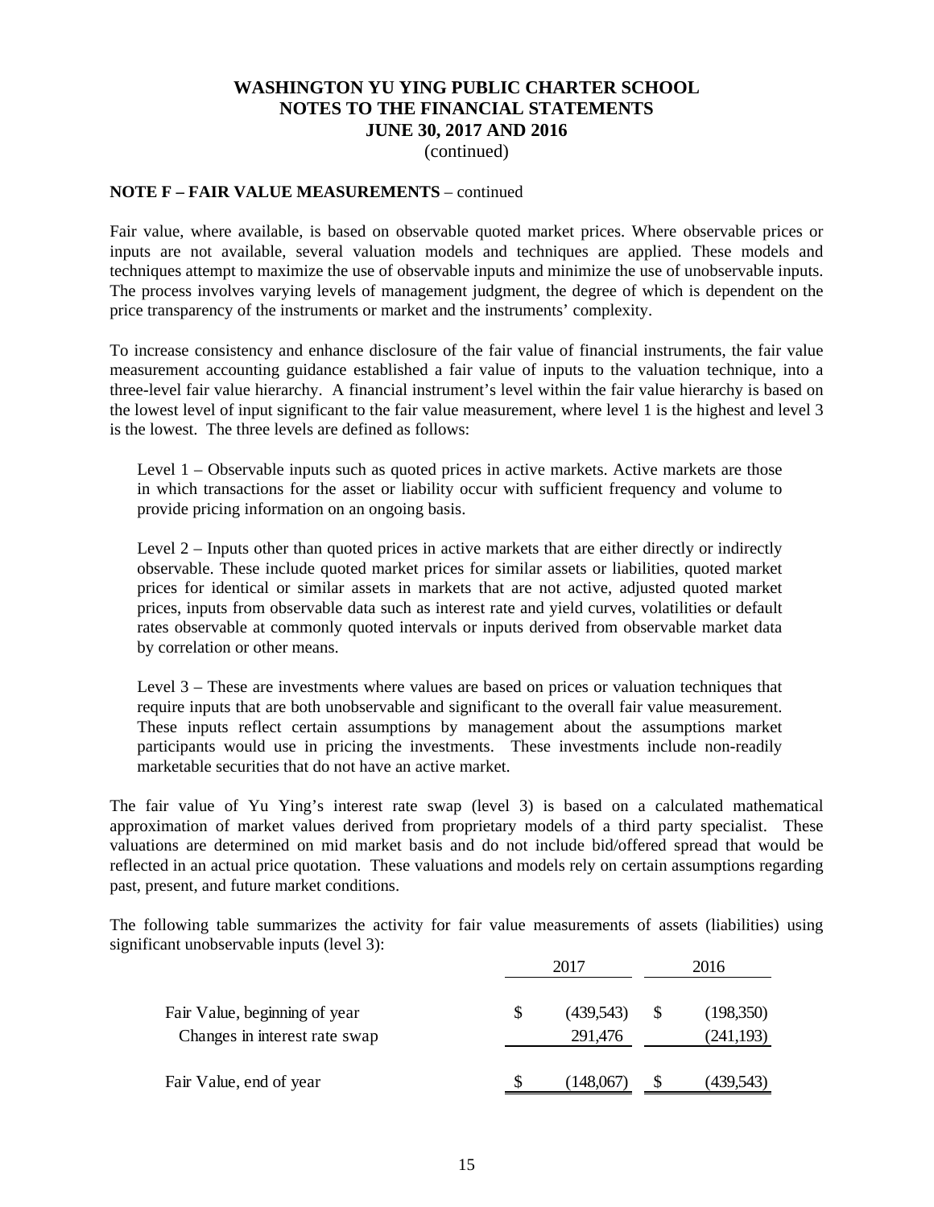**NOTE F – FAIR VALUE MEASUREMENTS** – continued

Fair value, where available, is based on observable quoted market prices. Where observable prices or inputs are not available, several valuation models and techniques are applied. These models and techniques attempt to maximize the use of observable inputs and minimize the use of unobservable inputs. The process involves varying levels of management judgment, the degree of which is dependent on the price transparency of the instruments or market and the instruments' complexity.

To increase consistency and enhance disclosure of the fair value of financial instruments, the fair value measurement accounting guidance established a fair value of inputs to the valuation technique, into a three-level fair value hierarchy. A financial instrument's level within the fair value hierarchy is based on the lowest level of input significant to the fair value measurement, where level 1 is the highest and level 3 is the lowest. The three levels are defined as follows:

Level 1 – Observable inputs such as quoted prices in active markets. Active markets are those in which transactions for the asset or liability occur with sufficient frequency and volume to provide pricing information on an ongoing basis.

Level 2 – Inputs other than quoted prices in active markets that are either directly or indirectly observable. These include quoted market prices for similar assets or liabilities, quoted market prices for identical or similar assets in markets that are not active, adjusted quoted market prices, inputs from observable data such as interest rate and yield curves, volatilities or default rates observable at commonly quoted intervals or inputs derived from observable market data by correlation or other means.

Level 3 – These are investments where values are based on prices or valuation techniques that require inputs that are both unobservable and significant to the overall fair value measurement. These inputs reflect certain assumptions by management about the assumptions market participants would use in pricing the investments. These investments include non-readily marketable securities that do not have an active market.

The fair value of Yu Ying's interest rate swap (level 3) is based on a calculated mathematical approximation of market values derived from proprietary models of a third party specialist. These valuations are determined on mid market basis and do not include bid/offered spread that would be reflected in an actual price quotation. These valuations and models rely on certain assumptions regarding past, present, and future market conditions.

The following table summarizes the activity for fair value measurements of assets (liabilities) using significant unobservable inputs (level 3):

| | 2017 | 2016 |
|---|---|---|
| Fair Value, beginning of year | $ (439,543) | $ (198,350) |
| Changes in interest rate swap | 291,476 | (241,193) |
| Fair Value, end of year | $ (148,067) | $ (439,543) |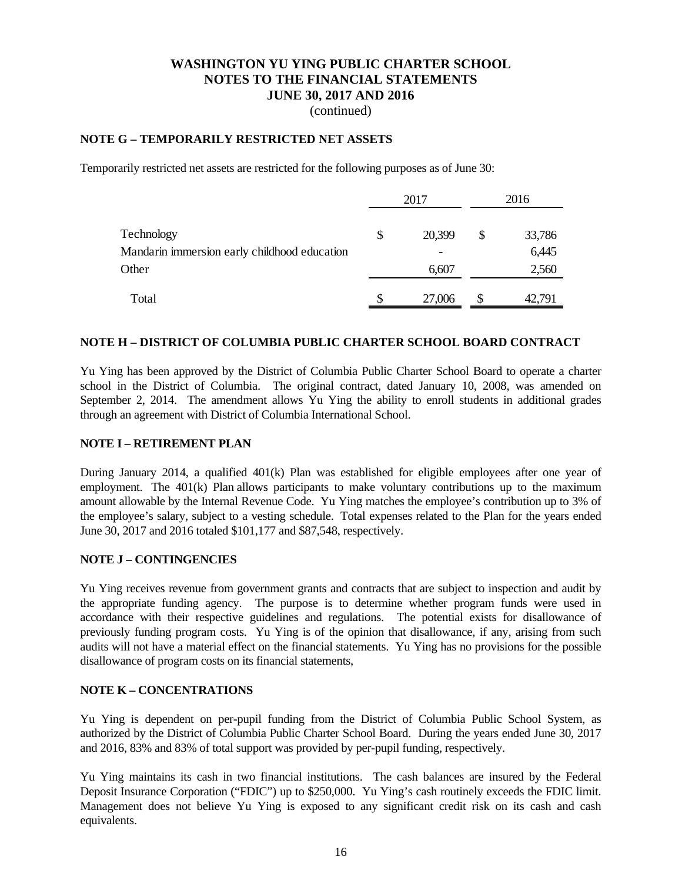# WASHINGTON YU YING PUBLIC CHARTER SCHOOL
## NOTES TO THE FINANCIAL STATEMENTS
## JUNE 30, 2017 AND 2016
(continued)

### NOTE G – TEMPORARILY RESTRICTED NET ASSETS

Temporarily restricted net assets are restricted for the following purposes as of June 30:

| | 2017 | 2016 |
|---|---|---|
| Technology | $ 20,399 | $ 33,786 |
| Mandarin immersion early childhood education | - | 6,445 |
| Other | 6,607 | 2,560 |
| Total | $ 27,006 | $ 42,791 |

### NOTE H – DISTRICT OF COLUMBIA PUBLIC CHARTER SCHOOL BOARD CONTRACT

Yu Ying has been approved by the District of Columbia Public Charter School Board to operate a charter school in the District of Columbia. The original contract, dated January 10, 2008, was amended on September 2, 2014. The amendment allows Yu Ying the ability to enroll students in additional grades through an agreement with District of Columbia International School.

### NOTE I – RETIREMENT PLAN

During January 2014, a qualified 401(k) Plan was established for eligible employees after one year of employment. The 401(k) Plan allows participants to make voluntary contributions up to the maximum amount allowable by the Internal Revenue Code. Yu Ying matches the employee's contribution up to 3% of the employee's salary, subject to a vesting schedule. Total expenses related to the Plan for the years ended June 30, 2017 and 2016 totaled $101,177 and $87,548, respectively.

### NOTE J – CONTINGENCIES

Yu Ying receives revenue from government grants and contracts that are subject to inspection and audit by the appropriate funding agency. The purpose is to determine whether program funds were used in accordance with their respective guidelines and regulations. The potential exists for disallowance of previously funding program costs. Yu Ying is of the opinion that disallowance, if any, arising from such audits will not have a material effect on the financial statements. Yu Ying has no provisions for the possible disallowance of program costs on its financial statements,

### NOTE K – CONCENTRATIONS

Yu Ying is dependent on per-pupil funding from the District of Columbia Public School System, as authorized by the District of Columbia Public Charter School Board. During the years ended June 30, 2017 and 2016, 83% and 83% of total support was provided by per-pupil funding, respectively.

Yu Ying maintains its cash in two financial institutions. The cash balances are insured by the Federal Deposit Insurance Corporation ("FDIC") up to $250,000. Yu Ying's cash routinely exceeds the FDIC limit. Management does not believe Yu Ying is exposed to any significant credit risk on its cash and cash equivalents.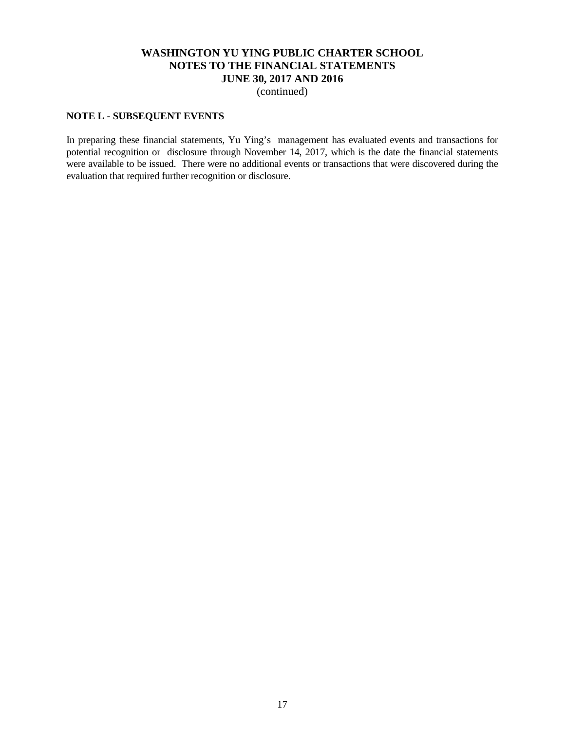# WASHINGTON YU YING PUBLIC CHARTER SCHOOL
# NOTES TO THE FINANCIAL STATEMENTS
# JUNE 30, 2017 AND 2016
(continued)

## NOTE L - SUBSEQUENT EVENTS

In preparing these financial statements, Yu Ying's management has evaluated events and transactions for potential recognition or disclosure through November 14, 2017, which is the date the financial statements were available to be issued. There were no additional events or transactions that were discovered during the evaluation that required further recognition or disclosure.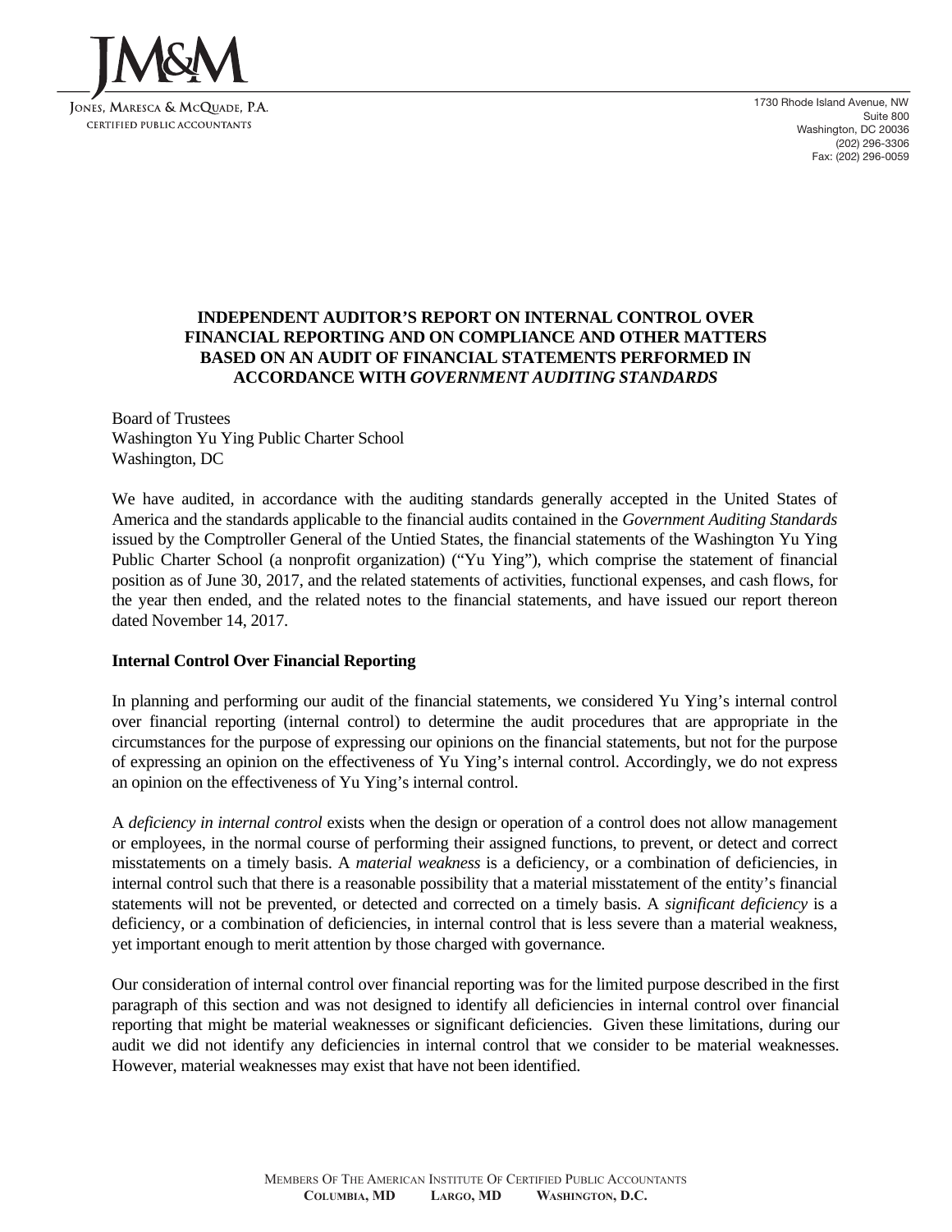JONES, MARESCA & MCQUADE, P.A.
CERTIFIED PUBLIC ACCOUNTANTS

1730 Rhode Island Avenue, NW
Suite 800
Washington, DC 20036
(202) 296-3306
Fax: (202) 296-0059

# INDEPENDENT AUDITOR'S REPORT ON INTERNAL CONTROL OVER FINANCIAL REPORTING AND ON COMPLIANCE AND OTHER MATTERS BASED ON AN AUDIT OF FINANCIAL STATEMENTS PERFORMED IN ACCORDANCE WITH *GOVERNMENT AUDITING STANDARDS*

Board of Trustees
Washington Yu Ying Public Charter School
Washington, DC

We have audited, in accordance with the auditing standards generally accepted in the United States of America and the standards applicable to the financial audits contained in the *Government Auditing Standards* issued by the Comptroller General of the Untied States, the financial statements of the Washington Yu Ying Public Charter School (a nonprofit organization) ("Yu Ying"), which comprise the statement of financial position as of June 30, 2017, and the related statements of activities, functional expenses, and cash flows, for the year then ended, and the related notes to the financial statements, and have issued our report thereon dated November 14, 2017.

## Internal Control Over Financial Reporting

In planning and performing our audit of the financial statements, we considered Yu Ying's internal control over financial reporting (internal control) to determine the audit procedures that are appropriate in the circumstances for the purpose of expressing our opinions on the financial statements, but not for the purpose of expressing an opinion on the effectiveness of Yu Ying's internal control. Accordingly, we do not express an opinion on the effectiveness of Yu Ying's internal control.

A *deficiency in internal control* exists when the design or operation of a control does not allow management or employees, in the normal course of performing their assigned functions, to prevent, or detect and correct misstatements on a timely basis. A *material weakness* is a deficiency, or a combination of deficiencies, in internal control such that there is a reasonable possibility that a material misstatement of the entity's financial statements will not be prevented, or detected and corrected on a timely basis. A *significant deficiency* is a deficiency, or a combination of deficiencies, in internal control that is less severe than a material weakness, yet important enough to merit attention by those charged with governance.

Our consideration of internal control over financial reporting was for the limited purpose described in the first paragraph of this section and was not designed to identify all deficiencies in internal control over financial reporting that might be material weaknesses or significant deficiencies. Given these limitations, during our audit we did not identify any deficiencies in internal control that we consider to be material weaknesses. However, material weaknesses may exist that have not been identified.

MEMBERS OF THE AMERICAN INSTITUTE OF CERTIFIED PUBLIC ACCOUNTANTS
COLUMBIA, MD LARGO, MD WASHINGTON, D.C.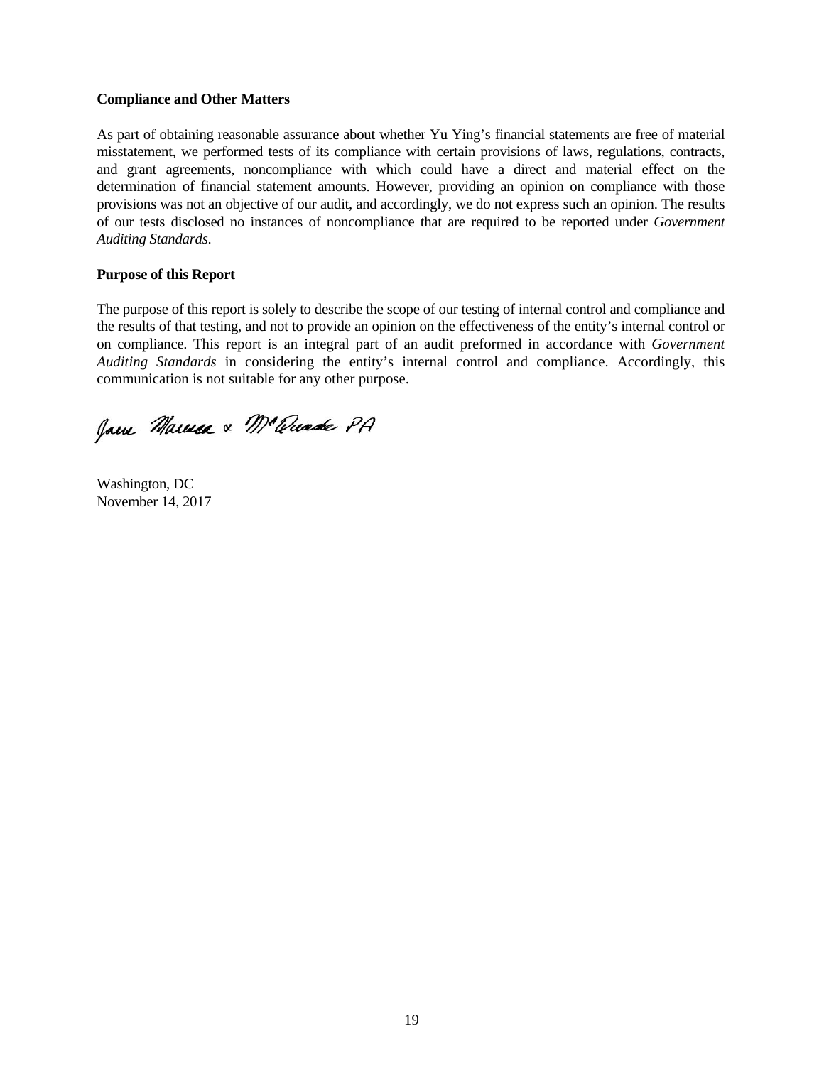**Compliance and Other Matters**

As part of obtaining reasonable assurance about whether Yu Ying's financial statements are free of material misstatement, we performed tests of its compliance with certain provisions of laws, regulations, contracts, and grant agreements, noncompliance with which could have a direct and material effect on the determination of financial statement amounts. However, providing an opinion on compliance with those provisions was not an objective of our audit, and accordingly, we do not express such an opinion. The results of our tests disclosed no instances of noncompliance that are required to be reported under *Government Auditing Standards*.

**Purpose of this Report**

The purpose of this report is solely to describe the scope of our testing of internal control and compliance and the results of that testing, and not to provide an opinion on the effectiveness of the entity's internal control or on compliance. This report is an integral part of an audit preformed in accordance with *Government Auditing Standards* in considering the entity's internal control and compliance. Accordingly, this communication is not suitable for any other purpose.

Jones Marcus & McQuade PA

Washington, DC
November 14, 2017